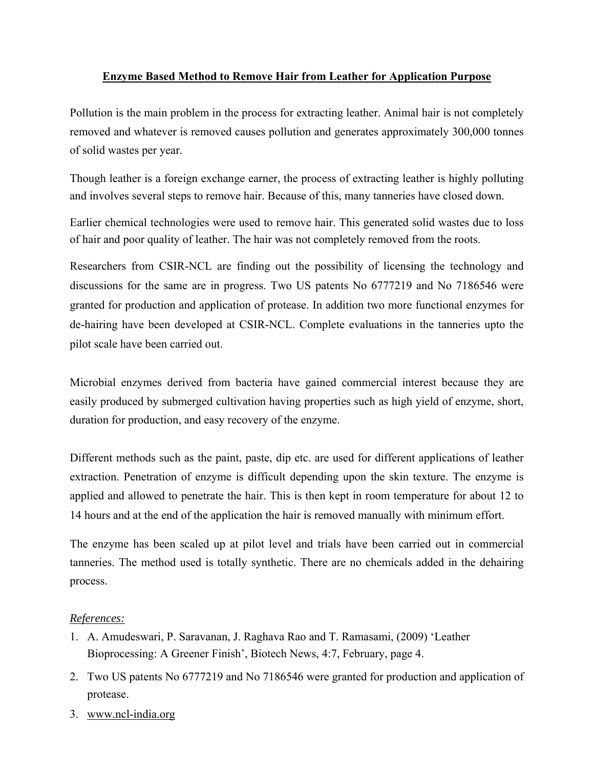# Enzyme Based Method to Remove Hair from Leather for Application Purpose

Pollution is the main problem in the process for extracting leather. Animal hair is not completely removed and whatever is removed causes pollution and generates approximately 300,000 tonnes of solid wastes per year.

Though leather is a foreign exchange earner, the process of extracting leather is highly polluting and involves several steps to remove hair. Because of this, many tanneries have closed down.

Earlier chemical technologies were used to remove hair. This generated solid wastes due to loss of hair and poor quality of leather. The hair was not completely removed from the roots.

Researchers from CSIR-NCL are finding out the possibility of licensing the technology and discussions for the same are in progress. Two US patents No 6777219 and No 7186546 were granted for production and application of protease. In addition two more functional enzymes for de-hairing have been developed at CSIR-NCL. Complete evaluations in the tanneries upto the pilot scale have been carried out.

Microbial enzymes derived from bacteria have gained commercial interest because they are easily produced by submerged cultivation having properties such as high yield of enzyme, short, duration for production, and easy recovery of the enzyme.

Different methods such as the paint, paste, dip etc. are used for different applications of leather extraction. Penetration of enzyme is difficult depending upon the skin texture. The enzyme is applied and allowed to penetrate the hair. This is then kept in room temperature for about 12 to 14 hours and at the end of the application the hair is removed manually with minimum effort.

The enzyme has been scaled up at pilot level and trials have been carried out in commercial tanneries. The method used is totally synthetic. There are no chemicals added in the dehairing process.

*References:*

1. A. Amudeswari, P. Saravanan, J. Raghava Rao and T. Ramasami, (2009) 'Leather Bioprocessing: A Greener Finish', Biotech News, 4:7, February, page 4.
2. Two US patents No 6777219 and No 7186546 were granted for production and application of protease.
3. www.ncl-india.org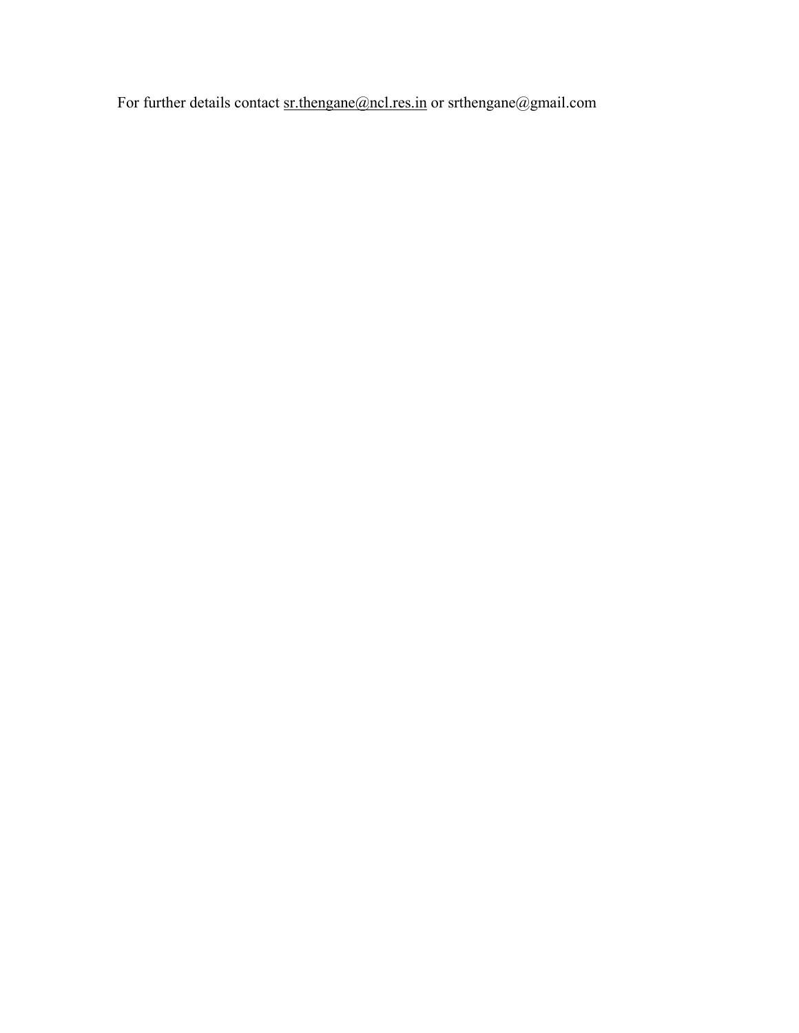For further details contact sr.thengane@ncl.res.in or srthengane@gmail.com